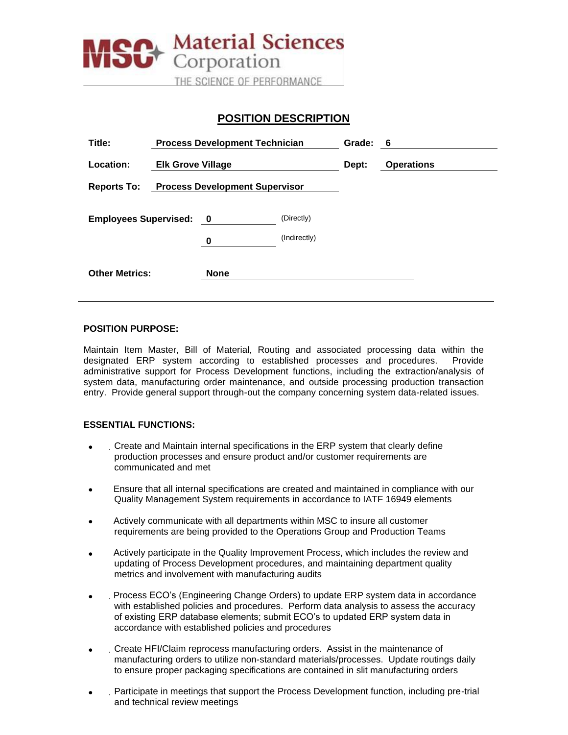MSC Material Sciences Corporation
THE SCIENCE OF PERFORMANCE

# POSITION DESCRIPTION

| | | | |
|---|---|---|---|
| **Title:** | **Process Development Technician** | **Grade:** | **6** |
| **Location:** | **Elk Grove Village** | **Dept:** | **Operations** |
| **Reports To:** | **Process Development Supervisor** | | |

**Employees Supervised:** **0** (Directly)
**0** (Indirectly)

**Other Metrics:** **None**

---

### POSITION PURPOSE:

Maintain Item Master, Bill of Material, Routing and associated processing data within the designated ERP system according to established processes and procedures. Provide administrative support for Process Development functions, including the extraction/analysis of system data, manufacturing order maintenance, and outside processing production transaction entry. Provide general support through-out the company concerning system data-related issues.

### ESSENTIAL FUNCTIONS:

- Create and Maintain internal specifications in the ERP system that clearly define production processes and ensure product and/or customer requirements are communicated and met
- Ensure that all internal specifications are created and maintained in compliance with our Quality Management System requirements in accordance to IATF 16949 elements
- Actively communicate with all departments within MSC to insure all customer requirements are being provided to the Operations Group and Production Teams
- Actively participate in the Quality Improvement Process, which includes the review and updating of Process Development procedures, and maintaining department quality metrics and involvement with manufacturing audits
- Process ECO's (Engineering Change Orders) to update ERP system data in accordance with established policies and procedures. Perform data analysis to assess the accuracy of existing ERP database elements; submit ECO's to updated ERP system data in accordance with established policies and procedures
- Create HFI/Claim reprocess manufacturing orders. Assist in the maintenance of manufacturing orders to utilize non-standard materials/processes. Update routings daily to ensure proper packaging specifications are contained in slit manufacturing orders
- Participate in meetings that support the Process Development function, including pre-trial and technical review meetings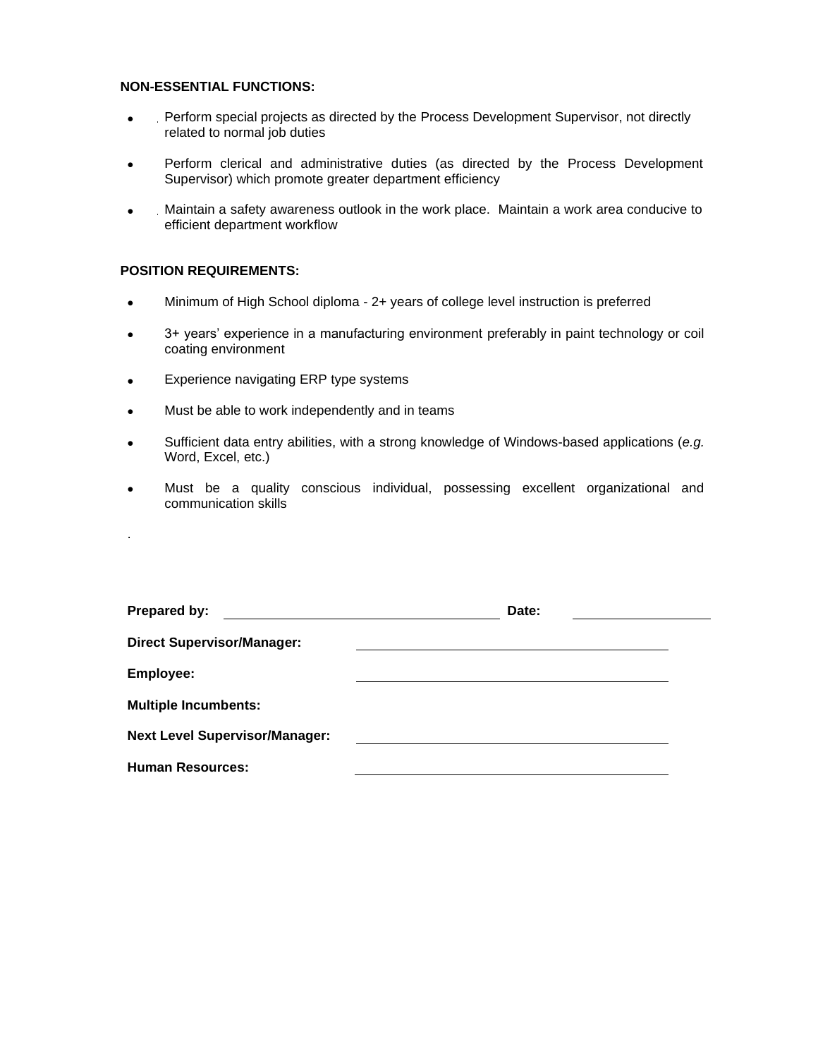**NON-ESSENTIAL FUNCTIONS:**

- Perform special projects as directed by the Process Development Supervisor, not directly related to normal job duties
- Perform clerical and administrative duties (as directed by the Process Development Supervisor) which promote greater department efficiency
- Maintain a safety awareness outlook in the work place. Maintain a work area conducive to efficient department workflow

**POSITION REQUIREMENTS:**

- Minimum of High School diploma - 2+ years of college level instruction is preferred
- 3+ years' experience in a manufacturing environment preferably in paint technology or coil coating environment
- Experience navigating ERP type systems
- Must be able to work independently and in teams
- Sufficient data entry abilities, with a strong knowledge of Windows-based applications (*e.g.* Word, Excel, etc.)
- Must be a quality conscious individual, possessing excellent organizational and communication skills

.

**Prepared by:** ______________________________ **Date:** ______________

**Direct Supervisor/Manager:** ______________________________

**Employee:** ______________________________

**Multiple Incumbents:**

**Next Level Supervisor/Manager:** ______________________________

**Human Resources:** ______________________________